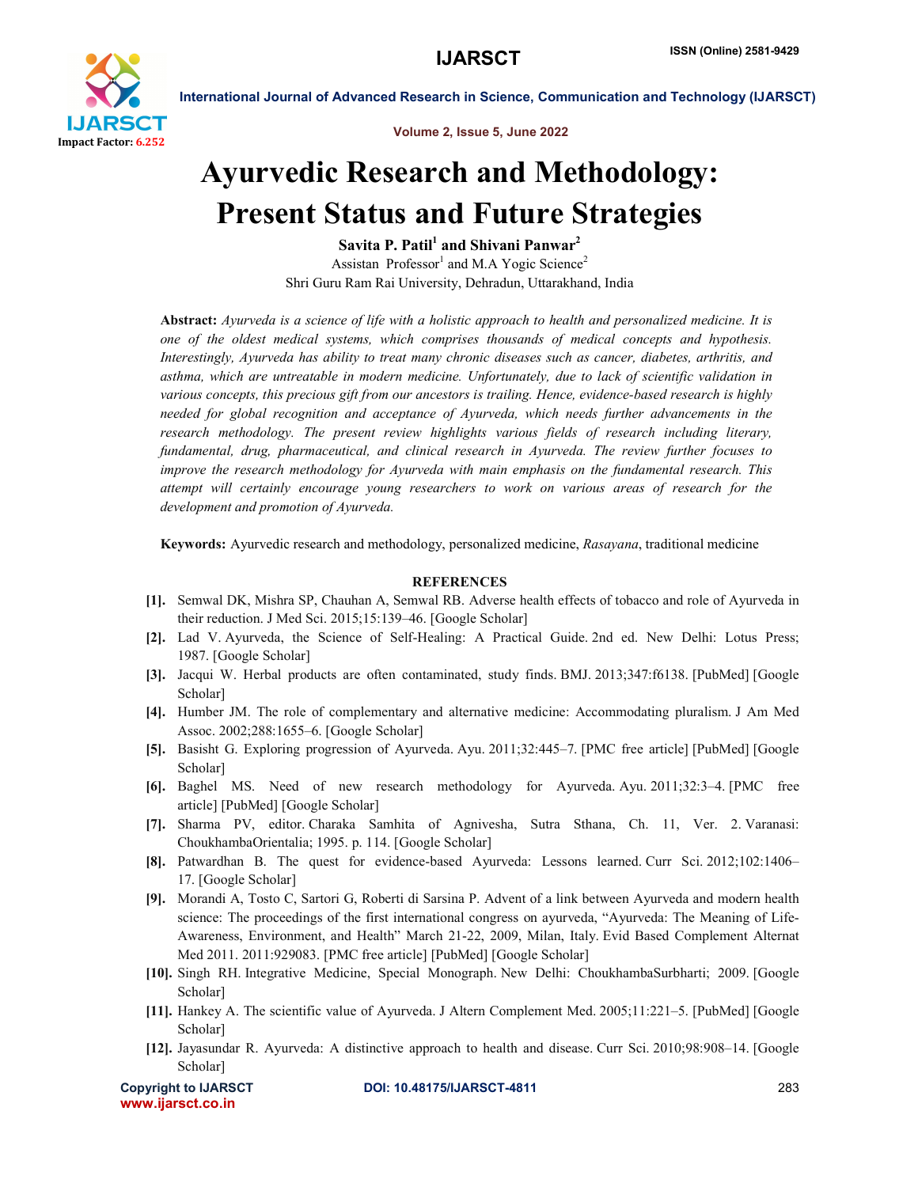# Ayurvedic Research and Methodology: Present Status and Future Strategies

**Savita P. Patil[1] and Shivani Panwar[2]**

Assistan Professor[1] and M.A Yogic Science[2]

Shri Guru Ram Rai University, Dehradun, Uttarakhand, India

**Abstract:** *Ayurveda is a science of life with a holistic approach to health and personalized medicine. It is one of the oldest medical systems, which comprises thousands of medical concepts and hypothesis. Interestingly, Ayurveda has ability to treat many chronic diseases such as cancer, diabetes, arthritis, and asthma, which are untreatable in modern medicine. Unfortunately, due to lack of scientific validation in various concepts, this precious gift from our ancestors is trailing. Hence, evidence-based research is highly needed for global recognition and acceptance of Ayurveda, which needs further advancements in the research methodology. The present review highlights various fields of research including literary, fundamental, drug, pharmaceutical, and clinical research in Ayurveda. The review further focuses to improve the research methodology for Ayurveda with main emphasis on the fundamental research. This attempt will certainly encourage young researchers to work on various areas of research for the development and promotion of Ayurveda.*

**Keywords:** Ayurvedic research and methodology, personalized medicine, *Rasayana*, traditional medicine

## REFERENCES

**[1].** Semwal DK, Mishra SP, Chauhan A, Semwal RB. Adverse health effects of tobacco and role of Ayurveda in their reduction. J Med Sci. 2015;15:139–46. [Google Scholar]

**[2].** Lad V. Ayurveda, the Science of Self-Healing: A Practical Guide. 2nd ed. New Delhi: Lotus Press; 1987. [Google Scholar]

**[3].** Jacqui W. Herbal products are often contaminated, study finds. BMJ. 2013;347:f6138. [PubMed] [Google Scholar]

**[4].** Humber JM. The role of complementary and alternative medicine: Accommodating pluralism. J Am Med Assoc. 2002;288:1655–6. [Google Scholar]

**[5].** Basisht G. Exploring progression of Ayurveda. Ayu. 2011;32:445–7. [PMC free article] [PubMed] [Google Scholar]

**[6].** Baghel MS. Need of new research methodology for Ayurveda. Ayu. 2011;32:3–4. [PMC free article] [PubMed] [Google Scholar]

**[7].** Sharma PV, editor. Charaka Samhita of Agnivesha, Sutra Sthana, Ch. 11, Ver. 2. Varanasi: ChoukhambaOrientalia; 1995. p. 114. [Google Scholar]

**[8].** Patwardhan B. The quest for evidence-based Ayurveda: Lessons learned. Curr Sci. 2012;102:1406–17. [Google Scholar]

**[9].** Morandi A, Tosto C, Sartori G, Roberti di Sarsina P. Advent of a link between Ayurveda and modern health science: The proceedings of the first international congress on ayurveda, "Ayurveda: The Meaning of Life-Awareness, Environment, and Health" March 21-22, 2009, Milan, Italy. Evid Based Complement Alternat Med 2011. 2011:929083. [PMC free article] [PubMed] [Google Scholar]

**[10].** Singh RH. Integrative Medicine, Special Monograph. New Delhi: ChoukhambaSurbharti; 2009. [Google Scholar]

**[11].** Hankey A. The scientific value of Ayurveda. J Altern Complement Med. 2005;11:221–5. [PubMed] [Google Scholar]

**[12].** Jayasundar R. Ayurveda: A distinctive approach to health and disease. Curr Sci. 2010;98:908–14. [Google Scholar]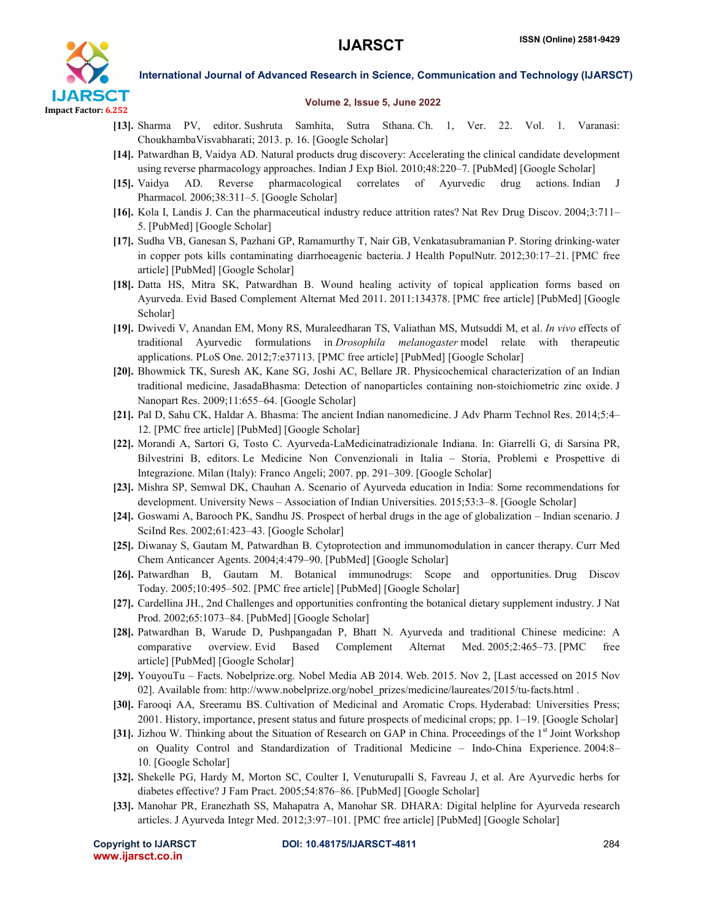**[13].** Sharma PV, editor. Sushruta Samhita, Sutra Sthana. Ch. 1, Ver. 22. Vol. 1. Varanasi: ChoukhambaVisvabharati; 2013. p. 16. [Google Scholar]

**[14].** Patwardhan B, Vaidya AD. Natural products drug discovery: Accelerating the clinical candidate development using reverse pharmacology approaches. Indian J Exp Biol. 2010;48:220–7. [PubMed] [Google Scholar]

**[15].** Vaidya AD. Reverse pharmacological correlates of Ayurvedic drug actions. Indian J Pharmacol. 2006;38:311–5. [Google Scholar]

**[16].** Kola I, Landis J. Can the pharmaceutical industry reduce attrition rates? Nat Rev Drug Discov. 2004;3:711–5. [PubMed] [Google Scholar]

**[17].** Sudha VB, Ganesan S, Pazhani GP, Ramamurthy T, Nair GB, Venkatasubramanian P. Storing drinking-water in copper pots kills contaminating diarrhoeagenic bacteria. J Health PopulNutr. 2012;30:17–21. [PMC free article] [PubMed] [Google Scholar]

**[18].** Datta HS, Mitra SK, Patwardhan B. Wound healing activity of topical application forms based on Ayurveda. Evid Based Complement Alternat Med 2011. 2011:134378. [PMC free article] [PubMed] [Google Scholar]

**[19].** Dwivedi V, Anandan EM, Mony RS, Muraleedharan TS, Valiathan MS, Mutsuddi M, et al. *In vivo* effects of traditional Ayurvedic formulations in *Drosophila melanogaster* model relate with therapeutic applications. PLoS One. 2012;7:e37113. [PMC free article] [PubMed] [Google Scholar]

**[20].** Bhowmick TK, Suresh AK, Kane SG, Joshi AC, Bellare JR. Physicochemical characterization of an Indian traditional medicine, JasadaBhasma: Detection of nanoparticles containing non-stoichiometric zinc oxide. J Nanopart Res. 2009;11:655–64. [Google Scholar]

**[21].** Pal D, Sahu CK, Haldar A. Bhasma: The ancient Indian nanomedicine. J Adv Pharm Technol Res. 2014;5:4–12. [PMC free article] [PubMed] [Google Scholar]

**[22].** Morandi A, Sartori G, Tosto C. Ayurveda-LaMedicinatradizionale Indiana. In: Giarrelli G, di Sarsina PR, Bilvestrini B, editors. Le Medicine Non Convenzionali in Italia – Storia, Problemi e Prospettive di Integrazione. Milan (Italy): Franco Angeli; 2007. pp. 291–309. [Google Scholar]

**[23].** Mishra SP, Semwal DK, Chauhan A. Scenario of Ayurveda education in India: Some recommendations for development. University News – Association of Indian Universities. 2015;53:3–8. [Google Scholar]

**[24].** Goswami A, Barooch PK, Sandhu JS. Prospect of herbal drugs in the age of globalization – Indian scenario. J SciInd Res. 2002;61:423–43. [Google Scholar]

**[25].** Diwanay S, Gautam M, Patwardhan B. Cytoprotection and immunomodulation in cancer therapy. Curr Med Chem Anticancer Agents. 2004;4:479–90. [PubMed] [Google Scholar]

**[26].** Patwardhan B, Gautam M. Botanical immunodrugs: Scope and opportunities. Drug Discov Today. 2005;10:495–502. [PMC free article] [PubMed] [Google Scholar]

**[27].** Cardellina JH., 2nd Challenges and opportunities confronting the botanical dietary supplement industry. J Nat Prod. 2002;65:1073–84. [PubMed] [Google Scholar]

**[28].** Patwardhan B, Warude D, Pushpangadan P, Bhatt N. Ayurveda and traditional Chinese medicine: A comparative overview. Evid Based Complement Alternat Med. 2005;2:465–73. [PMC free article] [PubMed] [Google Scholar]

**[29].** YouyouTu – Facts. Nobelprize.org. Nobel Media AB 2014. Web. 2015. Nov 2, [Last accessed on 2015 Nov 02]. Available from: http://www.nobelprize.org/nobel_prizes/medicine/laureates/2015/tu-facts.html .

**[30].** Farooqi AA, Sreeramu BS. Cultivation of Medicinal and Aromatic Crops. Hyderabad: Universities Press; 2001. History, importance, present status and future prospects of medicinal crops; pp. 1–19. [Google Scholar]

**[31].** Jizhou W. Thinking about the Situation of Research on GAP in China. Proceedings of the 1st Joint Workshop on Quality Control and Standardization of Traditional Medicine – Indo-China Experience. 2004:8–10. [Google Scholar]

**[32].** Shekelle PG, Hardy M, Morton SC, Coulter I, Venuturupalli S, Favreau J, et al. Are Ayurvedic herbs for diabetes effective? J Fam Pract. 2005;54:876–86. [PubMed] [Google Scholar]

**[33].** Manohar PR, Eranezhath SS, Mahapatra A, Manohar SR. DHARA: Digital helpline for Ayurveda research articles. J Ayurveda Integr Med. 2012;3:97–101. [PMC free article] [PubMed] [Google Scholar]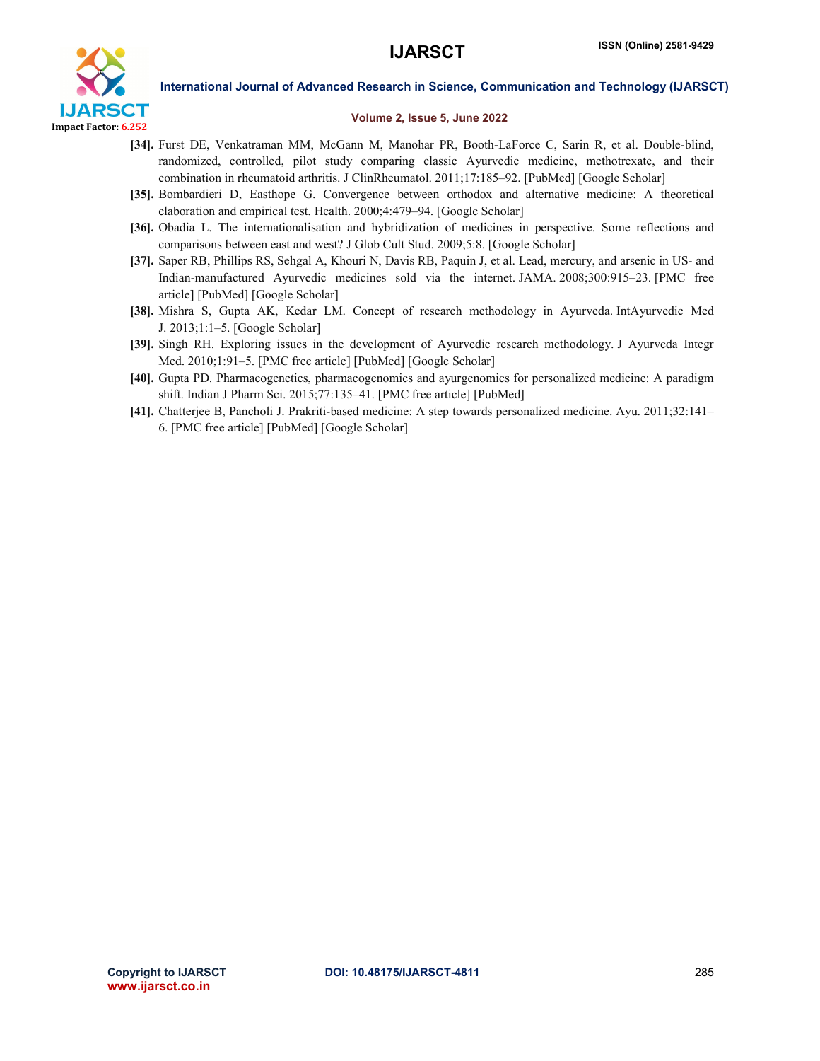**[34].** Furst DE, Venkatraman MM, McGann M, Manohar PR, Booth-LaForce C, Sarin R, et al. Double-blind, randomized, controlled, pilot study comparing classic Ayurvedic medicine, methotrexate, and their combination in rheumatoid arthritis. J ClinRheumatol. 2011;17:185–92. [PubMed] [Google Scholar]

**[35].** Bombardieri D, Easthope G. Convergence between orthodox and alternative medicine: A theoretical elaboration and empirical test. Health. 2000;4:479–94. [Google Scholar]

**[36].** Obadia L. The internationalisation and hybridization of medicines in perspective. Some reflections and comparisons between east and west? J Glob Cult Stud. 2009;5:8. [Google Scholar]

**[37].** Saper RB, Phillips RS, Sehgal A, Khouri N, Davis RB, Paquin J, et al. Lead, mercury, and arsenic in US- and Indian-manufactured Ayurvedic medicines sold via the internet. JAMA. 2008;300:915–23. [PMC free article] [PubMed] [Google Scholar]

**[38].** Mishra S, Gupta AK, Kedar LM. Concept of research methodology in Ayurveda. IntAyurvedic Med J. 2013;1:1–5. [Google Scholar]

**[39].** Singh RH. Exploring issues in the development of Ayurvedic research methodology. J Ayurveda Integr Med. 2010;1:91–5. [PMC free article] [PubMed] [Google Scholar]

**[40].** Gupta PD. Pharmacogenetics, pharmacogenomics and ayurgenomics for personalized medicine: A paradigm shift. Indian J Pharm Sci. 2015;77:135–41. [PMC free article] [PubMed]

**[41].** Chatterjee B, Pancholi J. Prakriti-based medicine: A step towards personalized medicine. Ayu. 2011;32:141–6. [PMC free article] [PubMed] [Google Scholar]